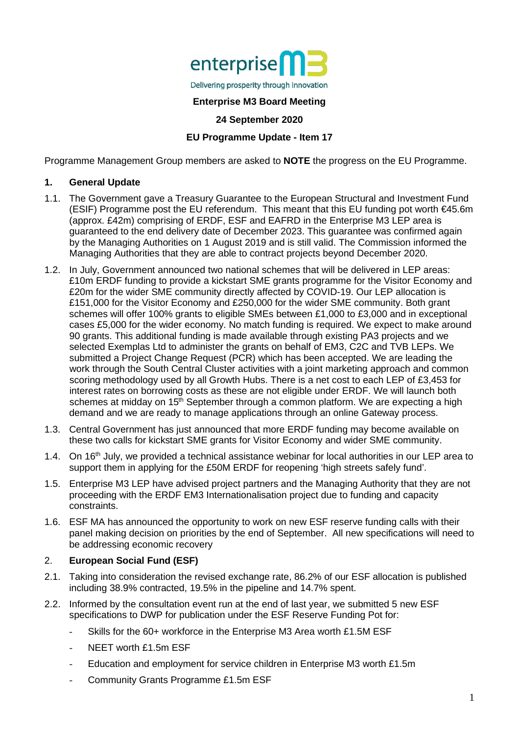enterprise M3

Delivering prosperity through innovation

**Enterprise M3 Board Meeting**

**24 September 2020**

**EU Programme Update - Item 17**

Programme Management Group members are asked to **NOTE** the progress on the EU Programme.

## 1. General Update

1.1. The Government gave a Treasury Guarantee to the European Structural and Investment Fund (ESIF) Programme post the EU referendum. This meant that this EU funding pot worth €45.6m (approx. £42m) comprising of ERDF, ESF and EAFRD in the Enterprise M3 LEP area is guaranteed to the end delivery date of December 2023. This guarantee was confirmed again by the Managing Authorities on 1 August 2019 and is still valid. The Commission informed the Managing Authorities that they are able to contract projects beyond December 2020.

1.2. In July, Government announced two national schemes that will be delivered in LEP areas: £10m ERDF funding to provide a kickstart SME grants programme for the Visitor Economy and £20m for the wider SME community directly affected by COVID-19. Our LEP allocation is £151,000 for the Visitor Economy and £250,000 for the wider SME community. Both grant schemes will offer 100% grants to eligible SMEs between £1,000 to £3,000 and in exceptional cases £5,000 for the wider economy. No match funding is required. We expect to make around 90 grants. This additional funding is made available through existing PA3 projects and we selected Exemplas Ltd to administer the grants on behalf of EM3, C2C and TVB LEPs. We submitted a Project Change Request (PCR) which has been accepted. We are leading the work through the South Central Cluster activities with a joint marketing approach and common scoring methodology used by all Growth Hubs. There is a net cost to each LEP of £3,453 for interest rates on borrowing costs as these are not eligible under ERDF. We will launch both schemes at midday on 15th September through a common platform. We are expecting a high demand and we are ready to manage applications through an online Gateway process.

1.3. Central Government has just announced that more ERDF funding may become available on these two calls for kickstart SME grants for Visitor Economy and wider SME community.

1.4. On 16th July, we provided a technical assistance webinar for local authorities in our LEP area to support them in applying for the £50M ERDF for reopening ‘high streets safely fund’.

1.5. Enterprise M3 LEP have advised project partners and the Managing Authority that they are not proceeding with the ERDF EM3 Internationalisation project due to funding and capacity constraints.

1.6. ESF MA has announced the opportunity to work on new ESF reserve funding calls with their panel making decision on priorities by the end of September. All new specifications will need to be addressing economic recovery

## 2. European Social Fund (ESF)

2.1. Taking into consideration the revised exchange rate, 86.2% of our ESF allocation is published including 38.9% contracted, 19.5% in the pipeline and 14.7% spent.

2.2. Informed by the consultation event run at the end of last year, we submitted 5 new ESF specifications to DWP for publication under the ESF Reserve Funding Pot for:

- Skills for the 60+ workforce in the Enterprise M3 Area worth £1.5M ESF
- NEET worth £1.5m ESF
- Education and employment for service children in Enterprise M3 worth £1.5m
- Community Grants Programme £1.5m ESF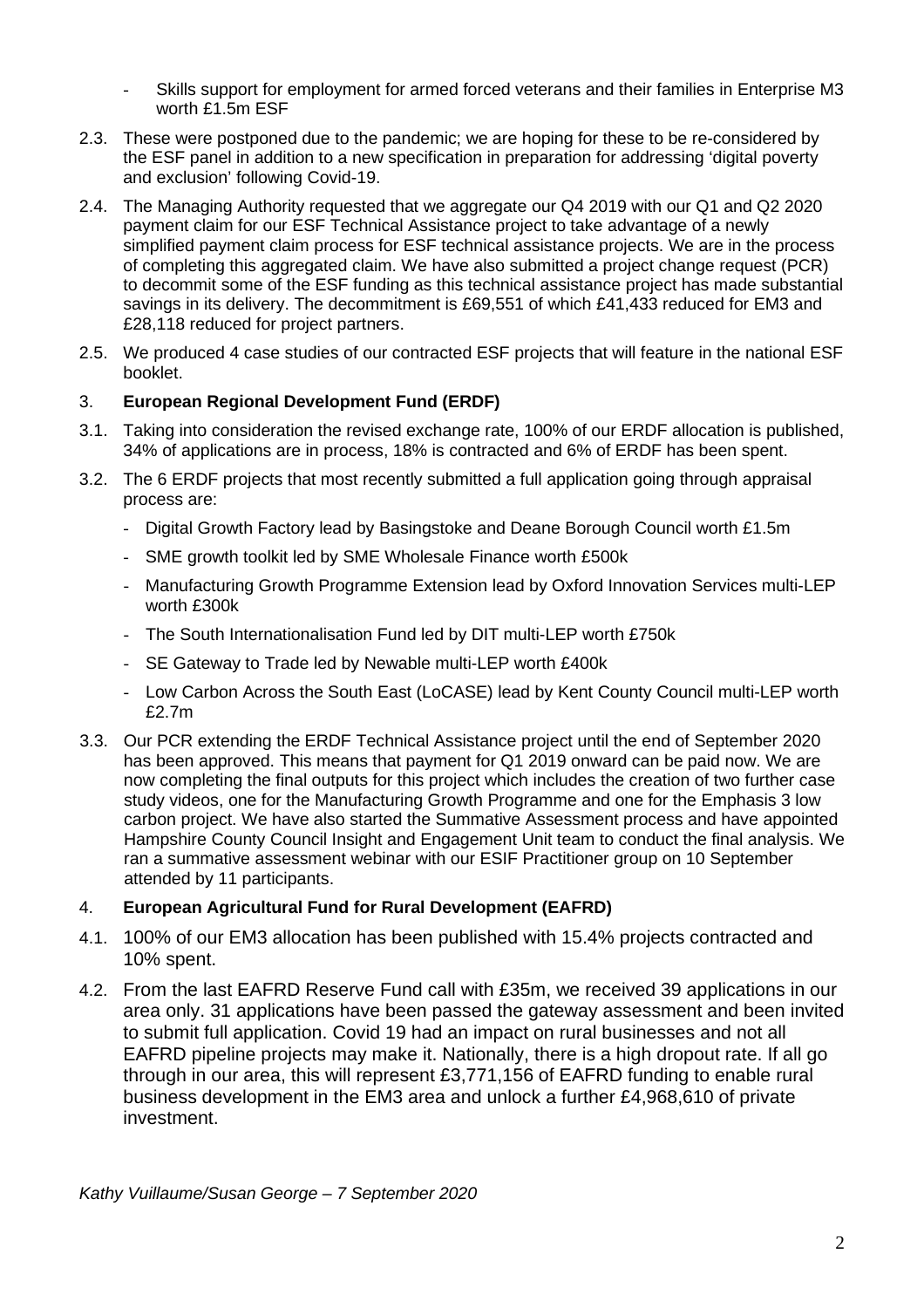- Skills support for employment for armed forced veterans and their families in Enterprise M3 worth £1.5m ESF

2.3. These were postponed due to the pandemic; we are hoping for these to be re-considered by the ESF panel in addition to a new specification in preparation for addressing 'digital poverty and exclusion' following Covid-19.

2.4. The Managing Authority requested that we aggregate our Q4 2019 with our Q1 and Q2 2020 payment claim for our ESF Technical Assistance project to take advantage of a newly simplified payment claim process for ESF technical assistance projects. We are in the process of completing this aggregated claim. We have also submitted a project change request (PCR) to decommit some of the ESF funding as this technical assistance project has made substantial savings in its delivery. The decommitment is £69,551 of which £41,433 reduced for EM3 and £28,118 reduced for project partners.

2.5. We produced 4 case studies of our contracted ESF projects that will feature in the national ESF booklet.

## 3. European Regional Development Fund (ERDF)

3.1. Taking into consideration the revised exchange rate, 100% of our ERDF allocation is published, 34% of applications are in process, 18% is contracted and 6% of ERDF has been spent.

3.2. The 6 ERDF projects that most recently submitted a full application going through appraisal process are:

- Digital Growth Factory lead by Basingstoke and Deane Borough Council worth £1.5m
- SME growth toolkit led by SME Wholesale Finance worth £500k
- Manufacturing Growth Programme Extension lead by Oxford Innovation Services multi-LEP worth £300k
- The South Internationalisation Fund led by DIT multi-LEP worth £750k
- SE Gateway to Trade led by Newable multi-LEP worth £400k
- Low Carbon Across the South East (LoCASE) lead by Kent County Council multi-LEP worth £2.7m

3.3. Our PCR extending the ERDF Technical Assistance project until the end of September 2020 has been approved. This means that payment for Q1 2019 onward can be paid now. We are now completing the final outputs for this project which includes the creation of two further case study videos, one for the Manufacturing Growth Programme and one for the Emphasis 3 low carbon project. We have also started the Summative Assessment process and have appointed Hampshire County Council Insight and Engagement Unit team to conduct the final analysis. We ran a summative assessment webinar with our ESIF Practitioner group on 10 September attended by 11 participants.

## 4. European Agricultural Fund for Rural Development (EAFRD)

4.1. 100% of our EM3 allocation has been published with 15.4% projects contracted and 10% spent.

4.2. From the last EAFRD Reserve Fund call with £35m, we received 39 applications in our area only. 31 applications have been passed the gateway assessment and been invited to submit full application. Covid 19 had an impact on rural businesses and not all EAFRD pipeline projects may make it. Nationally, there is a high dropout rate. If all go through in our area, this will represent £3,771,156 of EAFRD funding to enable rural business development in the EM3 area and unlock a further £4,968,610 of private investment.

*Kathy Vuillaume/Susan George – 7 September 2020*